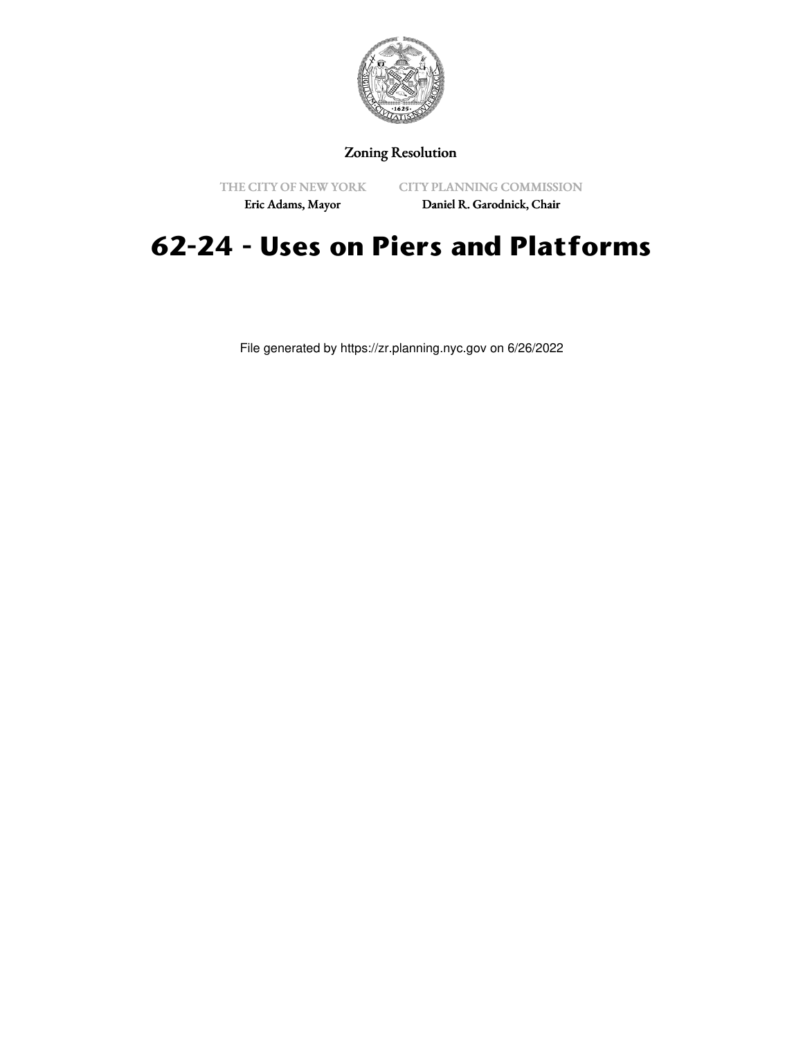Zoning Resolution

THE CITY OF NEW YORK
Eric Adams, Mayor

CITY PLANNING COMMISSION
Daniel R. Garodnick, Chair

# 62-24 - Uses on Piers and Platforms

File generated by https://zr.planning.nyc.gov on 6/26/2022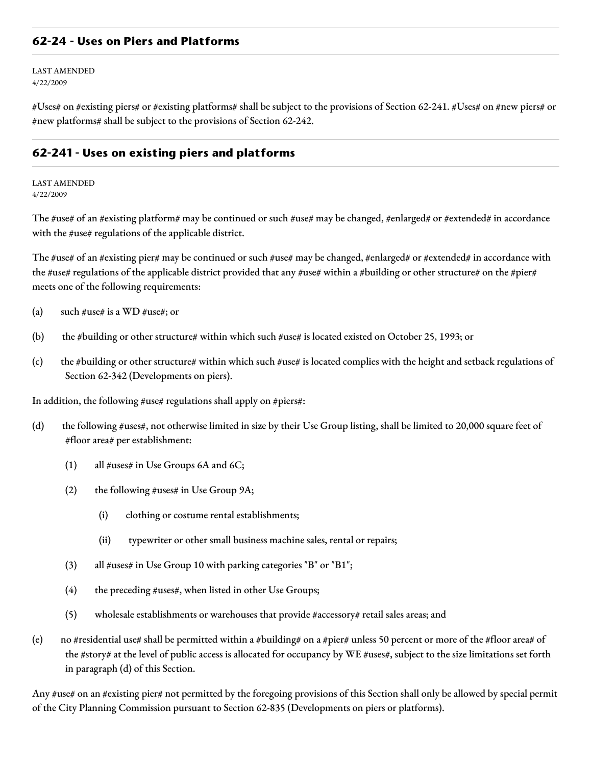## 62-24 - Uses on Piers and Platforms

LAST AMENDED
4/22/2009

#Uses# on #existing piers# or #existing platforms# shall be subject to the provisions of Section 62-241. #Uses# on #new piers# or #new platforms# shall be subject to the provisions of Section 62-242.

## 62-241 - Uses on existing piers and platforms

LAST AMENDED
4/22/2009

The #use# of an #existing platform# may be continued or such #use# may be changed, #enlarged# or #extended# in accordance with the #use# regulations of the applicable district.

The #use# of an #existing pier# may be continued or such #use# may be changed, #enlarged# or #extended# in accordance with the #use# regulations of the applicable district provided that any #use# within a #building or other structure# on the #pier# meets one of the following requirements:

(a) such #use# is a WD #use#; or

(b) the #building or other structure# within which such #use# is located existed on October 25, 1993; or

(c) the #building or other structure# within which such #use# is located complies with the height and setback regulations of Section 62-342 (Developments on piers).

In addition, the following #use# regulations shall apply on #piers#:

(d) the following #uses#, not otherwise limited in size by their Use Group listing, shall be limited to 20,000 square feet of #floor area# per establishment:

   (1) all #uses# in Use Groups 6A and 6C;

   (2) the following #uses# in Use Group 9A;

      (i) clothing or costume rental establishments;

      (ii) typewriter or other small business machine sales, rental or repairs;

   (3) all #uses# in Use Group 10 with parking categories "B" or "B1";

   (4) the preceding #uses#, when listed in other Use Groups;

   (5) wholesale establishments or warehouses that provide #accessory# retail sales areas; and

(e) no #residential use# shall be permitted within a #building# on a #pier# unless 50 percent or more of the #floor area# of the #story# at the level of public access is allocated for occupancy by WE #uses#, subject to the size limitations set forth in paragraph (d) of this Section.

Any #use# on an #existing pier# not permitted by the foregoing provisions of this Section shall only be allowed by special permit of the City Planning Commission pursuant to Section 62-835 (Developments on piers or platforms).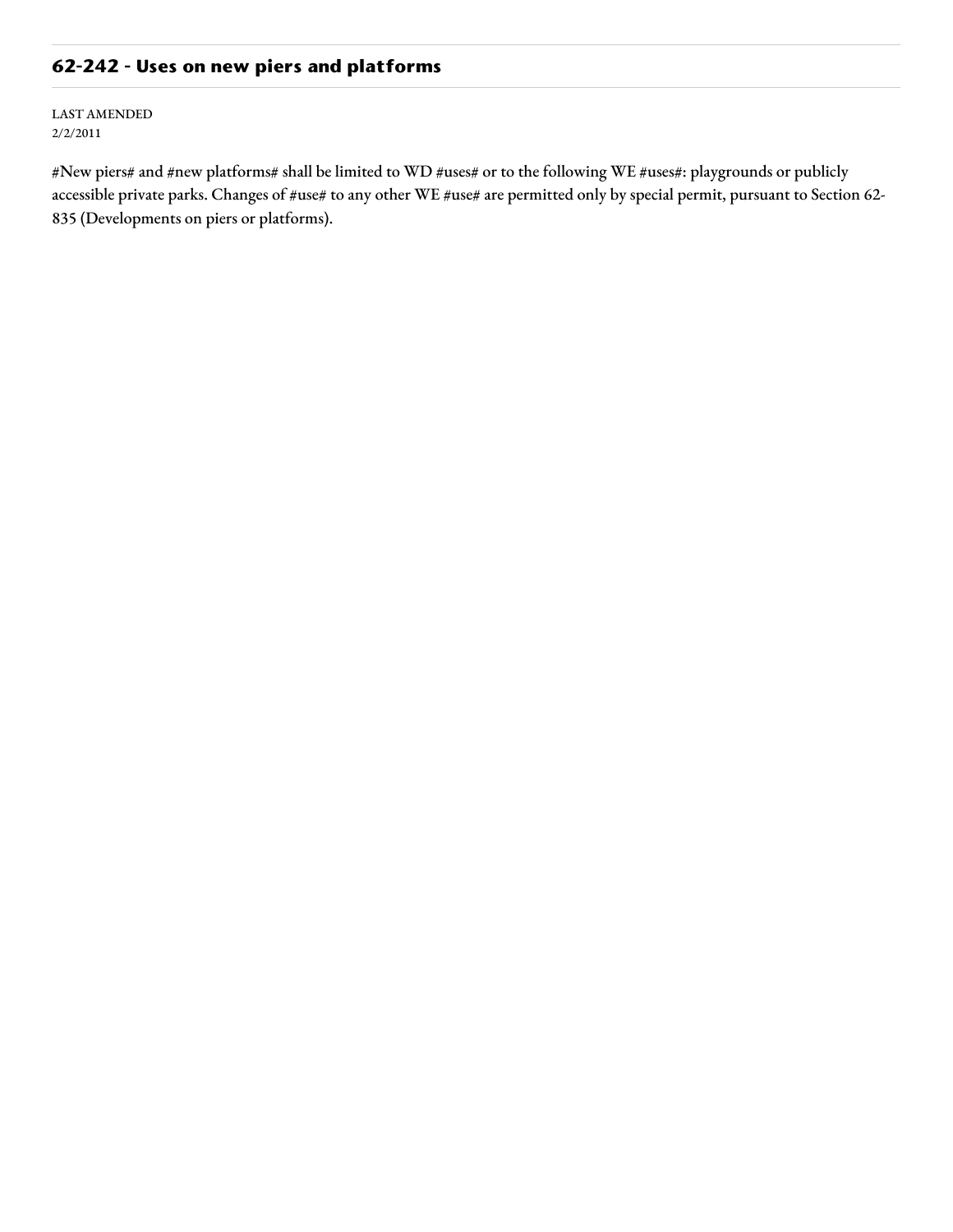## 62-242 - Uses on new piers and platforms

LAST AMENDED
2/2/2011

#New piers# and #new platforms# shall be limited to WD #uses# or to the following WE #uses#: playgrounds or publicly accessible private parks. Changes of #use# to any other WE #use# are permitted only by special permit, pursuant to Section 62-835 (Developments on piers or platforms).